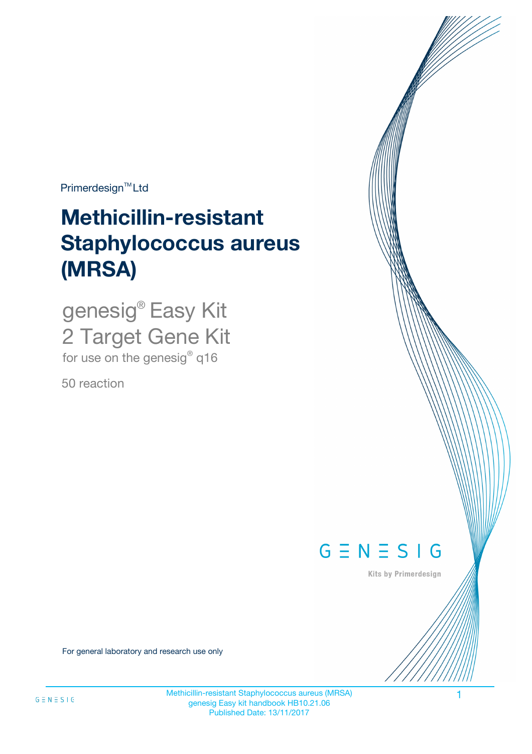Primerdesign™ Ltd

# Methicillin-resistant Staphylococcus aureus (MRSA)

genesig® Easy Kit
2 Target Gene Kit
for use on the genesig® q16

50 reaction

GENESIG

Kits by Primerdesign

For general laboratory and research use only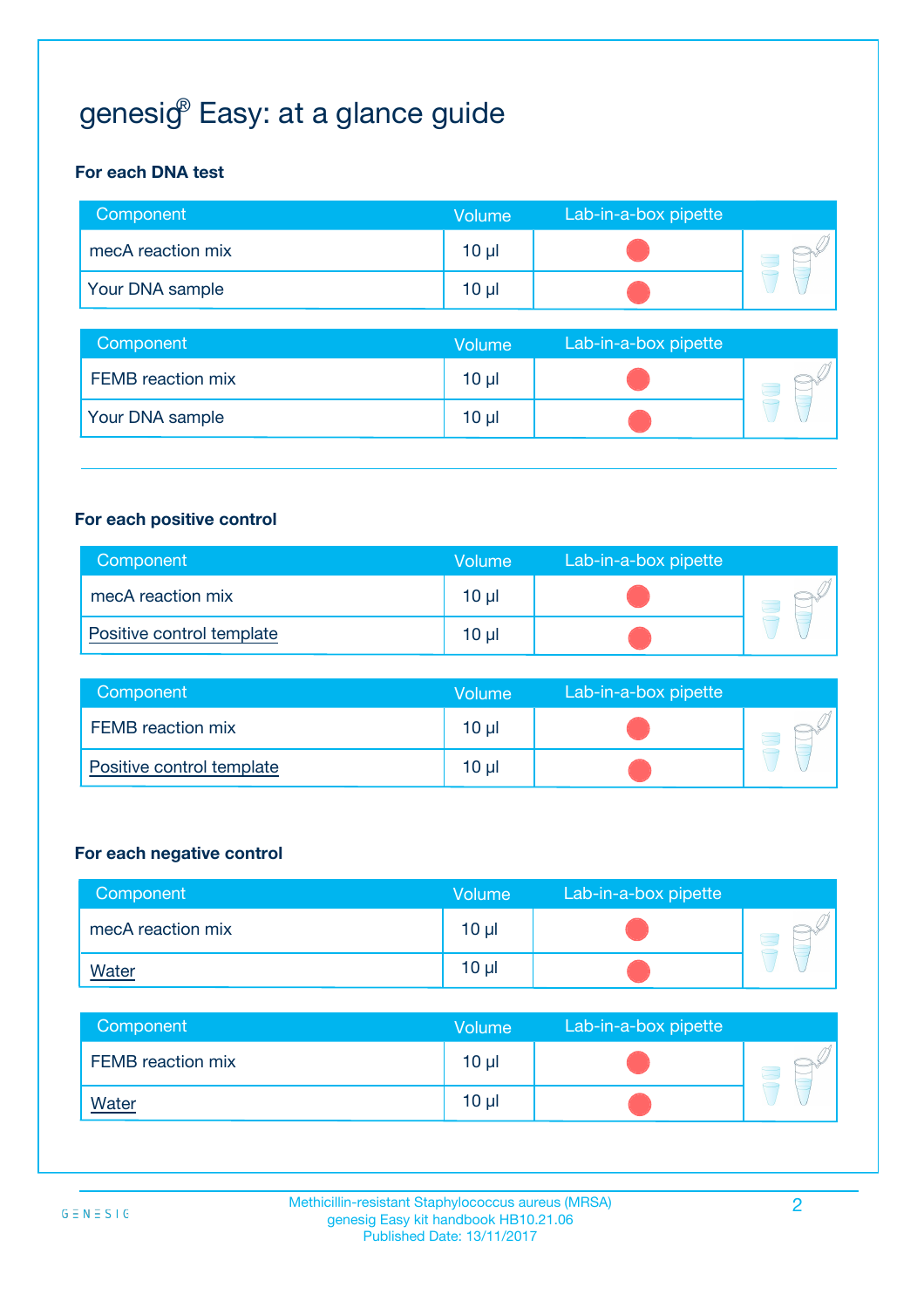# genesig® Easy: at a glance guide

**For each DNA test**

| Component | Volume | Lab-in-a-box pipette |
| --- | --- | --- |
| mecA reaction mix | 10 µl | |
| Your DNA sample | 10 µl | |

| Component | Volume | Lab-in-a-box pipette |
| --- | --- | --- |
| FEMB reaction mix | 10 µl | |
| Your DNA sample | 10 µl | |

**For each positive control**

| Component | Volume | Lab-in-a-box pipette |
| --- | --- | --- |
| mecA reaction mix | 10 µl | |
| Positive control template | 10 µl | |

| Component | Volume | Lab-in-a-box pipette |
| --- | --- | --- |
| FEMB reaction mix | 10 µl | |
| Positive control template | 10 µl | |

**For each negative control**

| Component | Volume | Lab-in-a-box pipette |
| --- | --- | --- |
| mecA reaction mix | 10 µl | |
| Water | 10 µl | |

| Component | Volume | Lab-in-a-box pipette |
| --- | --- | --- |
| FEMB reaction mix | 10 µl | |
| Water | 10 µl | |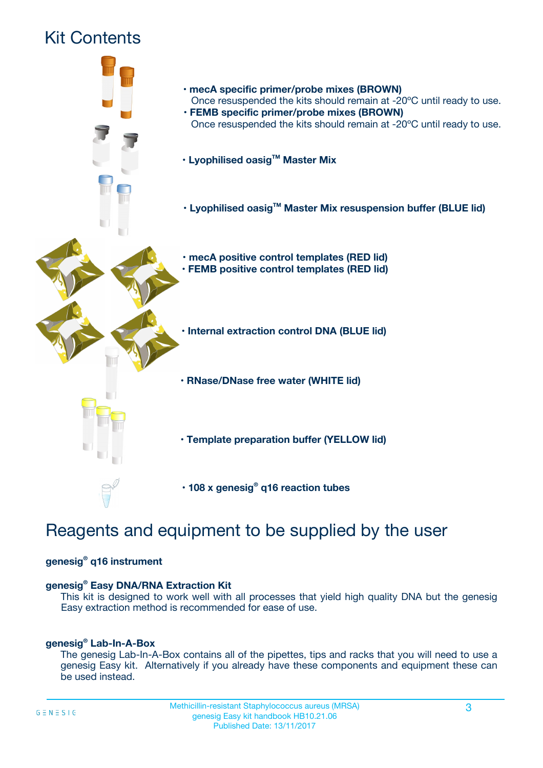# Kit Contents

- **mecA specific primer/probe mixes (BROWN)**
  Once resuspended the kits should remain at -20ºC until ready to use.
- **FEMB specific primer/probe mixes (BROWN)**
  Once resuspended the kits should remain at -20ºC until ready to use.
- **Lyophilised oasig™ Master Mix**
- **Lyophilised oasig™ Master Mix resuspension buffer (BLUE lid)**
- **mecA positive control templates (RED lid)**
- **FEMB positive control templates (RED lid)**
- **Internal extraction control DNA (BLUE lid)**
- **RNase/DNase free water (WHITE lid)**
- **Template preparation buffer (YELLOW lid)**
- **108 x genesig® q16 reaction tubes**

# Reagents and equipment to be supplied by the user

**genesig® q16 instrument**

**genesig® Easy DNA/RNA Extraction Kit**

This kit is designed to work well with all processes that yield high quality DNA but the genesig Easy extraction method is recommended for ease of use.

**genesig® Lab-In-A-Box**

The genesig Lab-In-A-Box contains all of the pipettes, tips and racks that you will need to use a genesig Easy kit. Alternatively if you already have these components and equipment these can be used instead.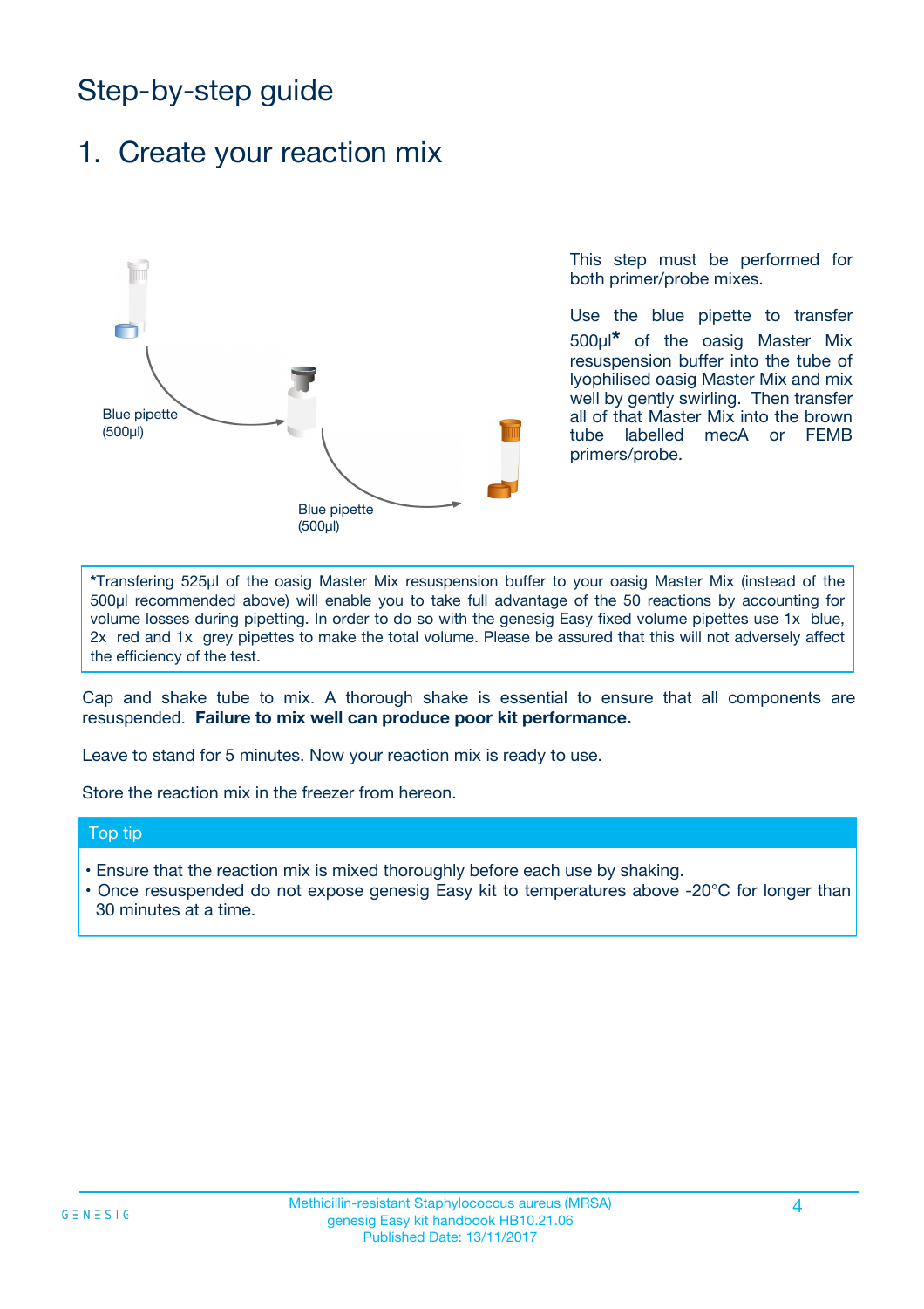# Step-by-step guide

## 1. Create your reaction mix

Blue pipette (500µl)

Blue pipette (500µl)

This step must be performed for both primer/probe mixes.

Use the blue pipette to transfer 500µl* of the oasig Master Mix resuspension buffer into the tube of lyophilised oasig Master Mix and mix well by gently swirling. Then transfer all of that Master Mix into the brown tube labelled mecA or FEMB primers/probe.

*Transfering 525µl of the oasig Master Mix resuspension buffer to your oasig Master Mix (instead of the 500µl recommended above) will enable you to take full advantage of the 50 reactions by accounting for volume losses during pipetting. In order to do so with the genesig Easy fixed volume pipettes use 1x blue, 2x red and 1x grey pipettes to make the total volume. Please be assured that this will not adversely affect the efficiency of the test.

Cap and shake tube to mix. A thorough shake is essential to ensure that all components are resuspended. **Failure to mix well can produce poor kit performance.**

Leave to stand for 5 minutes. Now your reaction mix is ready to use.

Store the reaction mix in the freezer from hereon.

### Top tip

- Ensure that the reaction mix is mixed thoroughly before each use by shaking.
- Once resuspended do not expose genesig Easy kit to temperatures above -20°C for longer than 30 minutes at a time.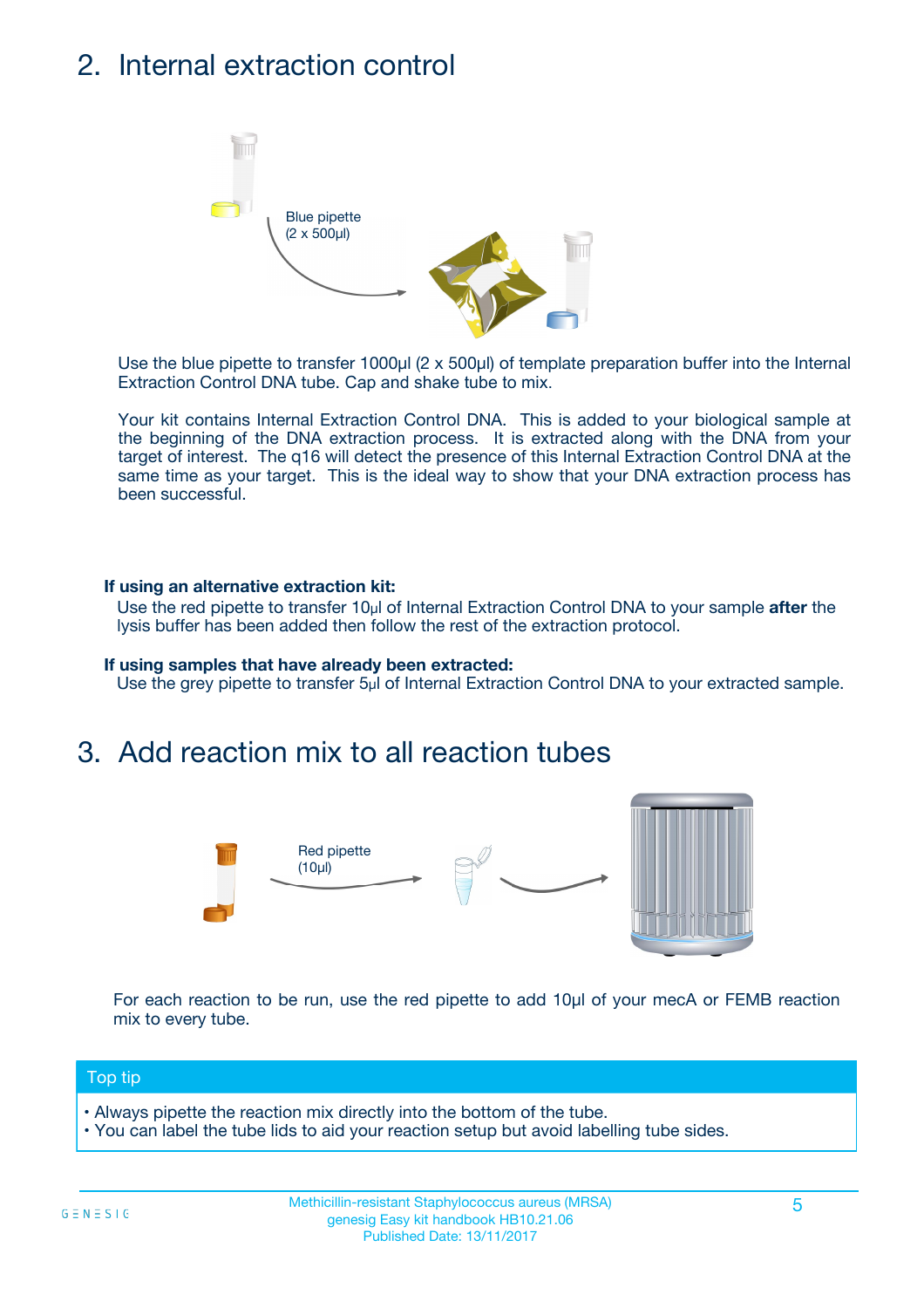## 2. Internal extraction control

Blue pipette (2 x 500µl)

Use the blue pipette to transfer 1000µl (2 x 500µl) of template preparation buffer into the Internal Extraction Control DNA tube. Cap and shake tube to mix.

Your kit contains Internal Extraction Control DNA. This is added to your biological sample at the beginning of the DNA extraction process. It is extracted along with the DNA from your target of interest. The q16 will detect the presence of this Internal Extraction Control DNA at the same time as your target. This is the ideal way to show that your DNA extraction process has been successful.

**If using an alternative extraction kit:**

Use the red pipette to transfer 10µl of Internal Extraction Control DNA to your sample **after** the lysis buffer has been added then follow the rest of the extraction protocol.

**If using samples that have already been extracted:**

Use the grey pipette to transfer 5µl of Internal Extraction Control DNA to your extracted sample.

## 3. Add reaction mix to all reaction tubes

Red pipette (10µl)

For each reaction to be run, use the red pipette to add 10µl of your mecA or FEMB reaction mix to every tube.

**Top tip**

- Always pipette the reaction mix directly into the bottom of the tube.
- You can label the tube lids to aid your reaction setup but avoid labelling tube sides.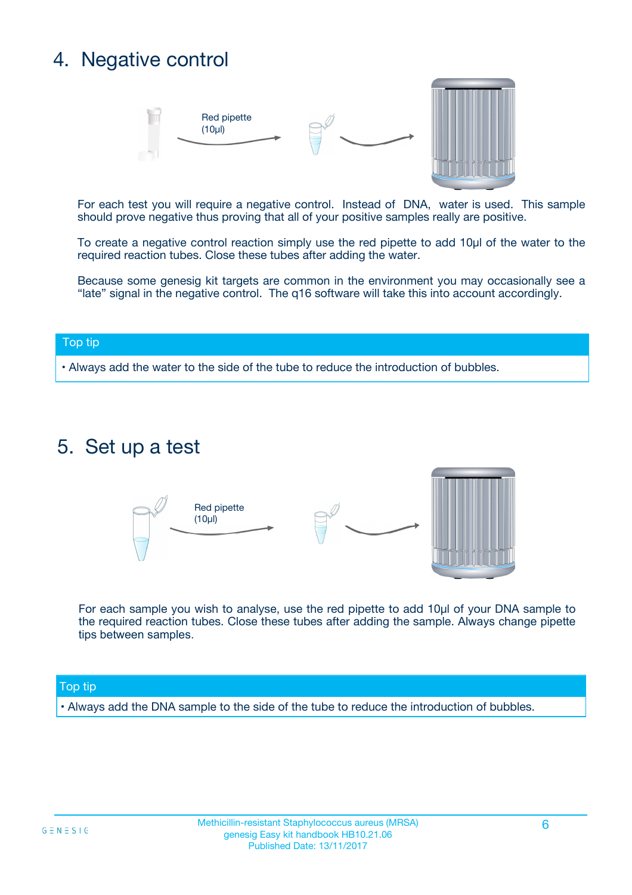## 4. Negative control

Red pipette (10µl)

For each test you will require a negative control. Instead of DNA, water is used. This sample should prove negative thus proving that all of your positive samples really are positive.

To create a negative control reaction simply use the red pipette to add 10µl of the water to the required reaction tubes. Close these tubes after adding the water.

Because some genesig kit targets are common in the environment you may occasionally see a "late" signal in the negative control. The q16 software will take this into account accordingly.

**Top tip**

- Always add the water to the side of the tube to reduce the introduction of bubbles.

## 5. Set up a test

Red pipette (10µl)

For each sample you wish to analyse, use the red pipette to add 10µl of your DNA sample to the required reaction tubes. Close these tubes after adding the sample. Always change pipette tips between samples.

**Top tip**

- Always add the DNA sample to the side of the tube to reduce the introduction of bubbles.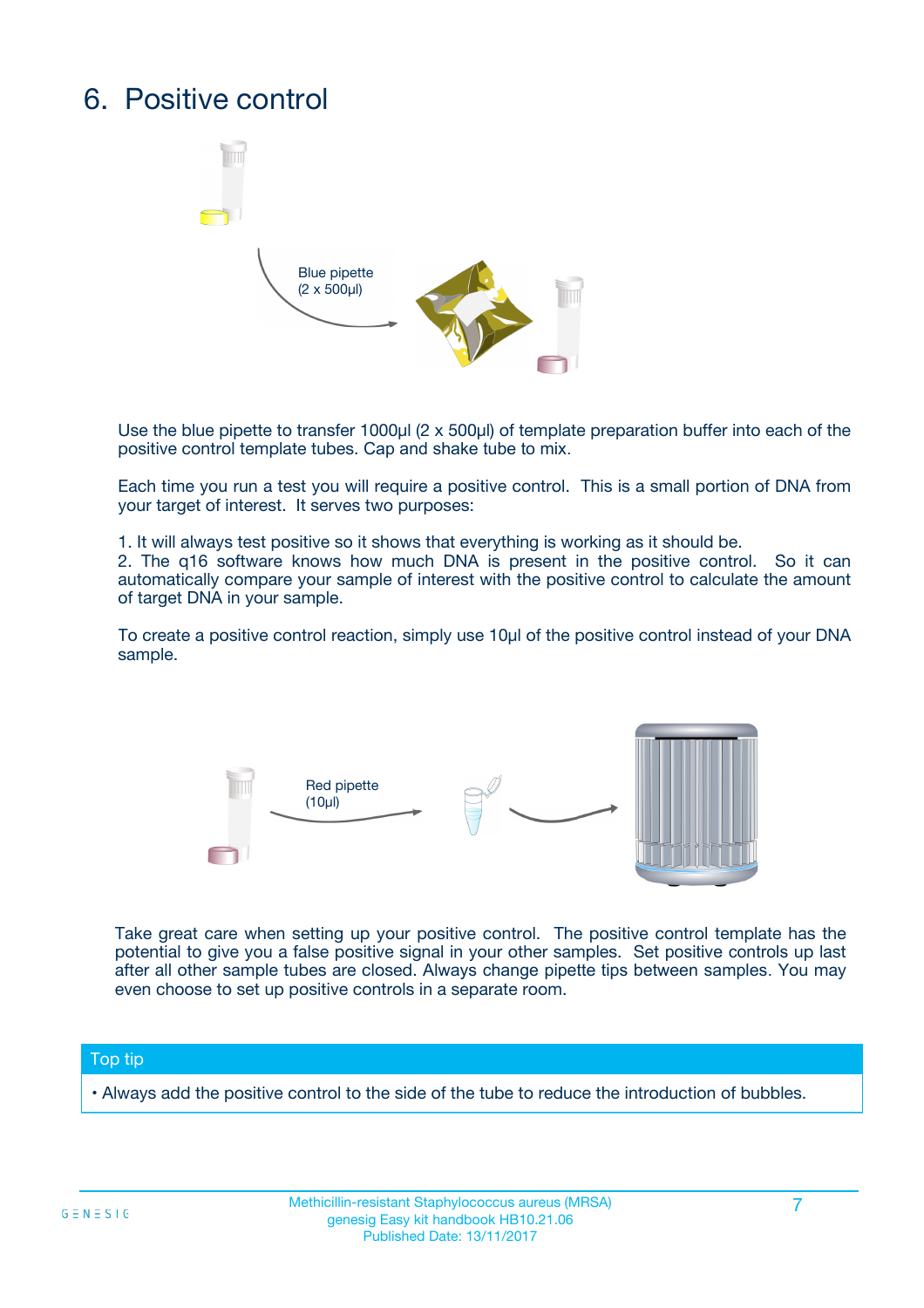# 6. Positive control

Blue pipette
(2 x 500µl)

Use the blue pipette to transfer 1000µl (2 x 500µl) of template preparation buffer into each of the positive control template tubes. Cap and shake tube to mix.

Each time you run a test you will require a positive control. This is a small portion of DNA from your target of interest. It serves two purposes:

1. It will always test positive so it shows that everything is working as it should be.
2. The q16 software knows how much DNA is present in the positive control. So it can automatically compare your sample of interest with the positive control to calculate the amount of target DNA in your sample.

To create a positive control reaction, simply use 10µl of the positive control instead of your DNA sample.

Red pipette
(10µl)

Take great care when setting up your positive control. The positive control template has the potential to give you a false positive signal in your other samples. Set positive controls up last after all other sample tubes are closed. Always change pipette tips between samples. You may even choose to set up positive controls in a separate room.

**Top tip**

- Always add the positive control to the side of the tube to reduce the introduction of bubbles.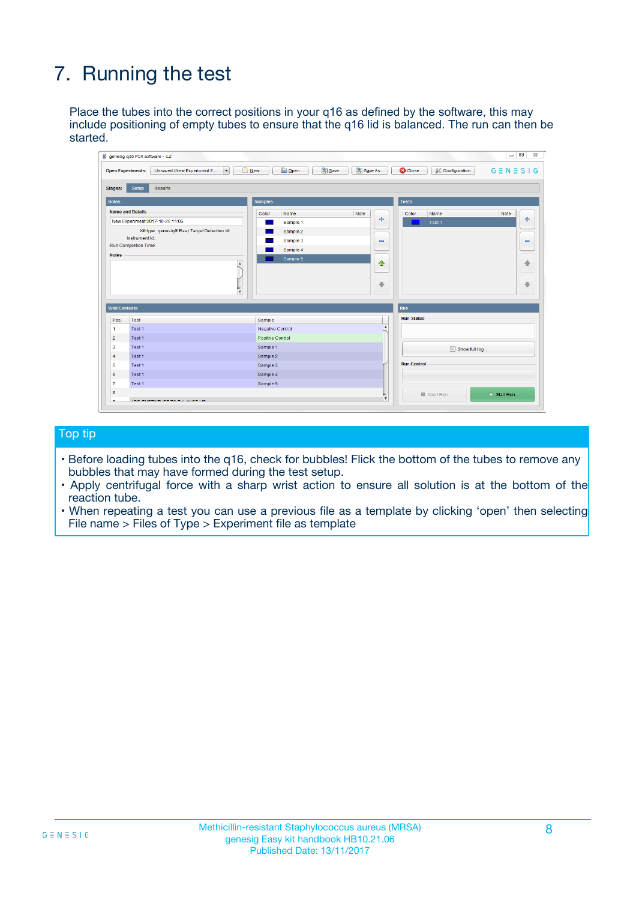# 7. Running the test

Place the tubes into the correct positions in your q16 as defined by the software, this may include positioning of empty tubes to ensure that the q16 lid is balanced. The run can then be started.

## Top tip

- Before loading tubes into the q16, check for bubbles! Flick the bottom of the tubes to remove any bubbles that may have formed during the test setup.
- Apply centrifugal force with a sharp wrist action to ensure all solution is at the bottom of the reaction tube.
- When repeating a test you can use a previous file as a template by clicking 'open' then selecting File name > Files of Type > Experiment file as template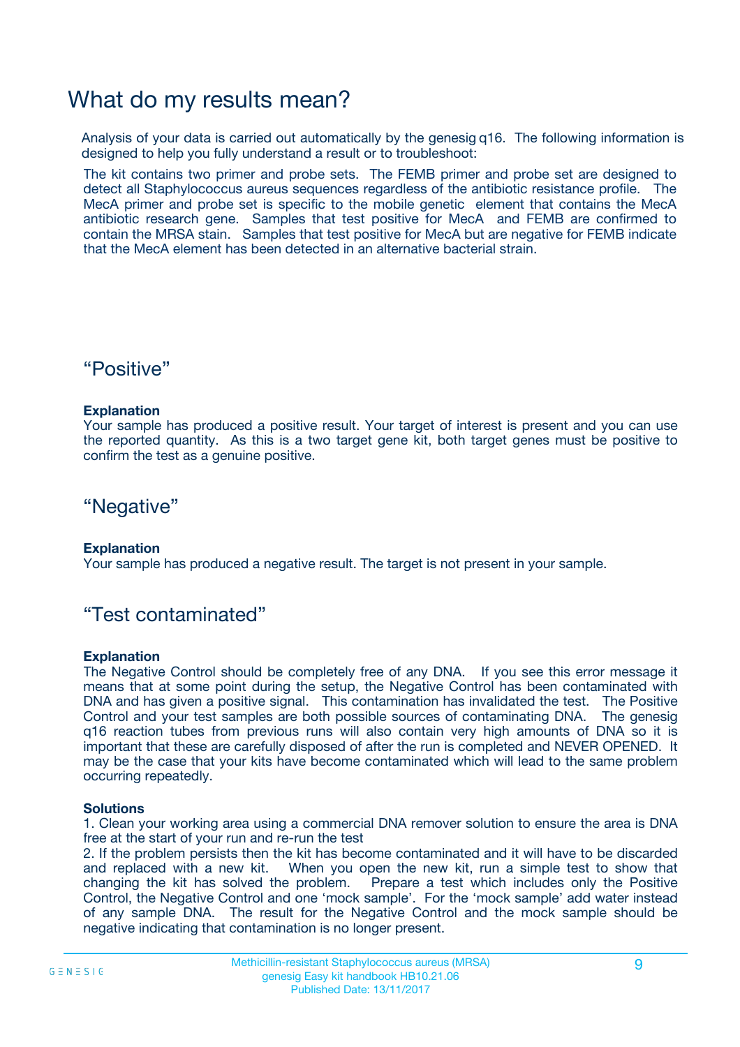# What do my results mean?

Analysis of your data is carried out automatically by the genesig q16. The following information is designed to help you fully understand a result or to troubleshoot:

The kit contains two primer and probe sets. The FEMB primer and probe set are designed to detect all Staphylococcus aureus sequences regardless of the antibiotic resistance profile. The MecA primer and probe set is specific to the mobile genetic element that contains the MecA antibiotic research gene. Samples that test positive for MecA and FEMB are confirmed to contain the MRSA stain. Samples that test positive for MecA but are negative for FEMB indicate that the MecA element has been detected in an alternative bacterial strain.

## "Positive"

**Explanation**

Your sample has produced a positive result. Your target of interest is present and you can use the reported quantity. As this is a two target gene kit, both target genes must be positive to confirm the test as a genuine positive.

## "Negative"

**Explanation**

Your sample has produced a negative result. The target is not present in your sample.

## "Test contaminated"

**Explanation**

The Negative Control should be completely free of any DNA. If you see this error message it means that at some point during the setup, the Negative Control has been contaminated with DNA and has given a positive signal. This contamination has invalidated the test. The Positive Control and your test samples are both possible sources of contaminating DNA. The genesig q16 reaction tubes from previous runs will also contain very high amounts of DNA so it is important that these are carefully disposed of after the run is completed and NEVER OPENED. It may be the case that your kits have become contaminated which will lead to the same problem occurring repeatedly.

**Solutions**

1. Clean your working area using a commercial DNA remover solution to ensure the area is DNA free at the start of your run and re-run the test
2. If the problem persists then the kit has become contaminated and it will have to be discarded and replaced with a new kit. When you open the new kit, run a simple test to show that changing the kit has solved the problem. Prepare a test which includes only the Positive Control, the Negative Control and one 'mock sample'. For the 'mock sample' add water instead of any sample DNA. The result for the Negative Control and the mock sample should be negative indicating that contamination is no longer present.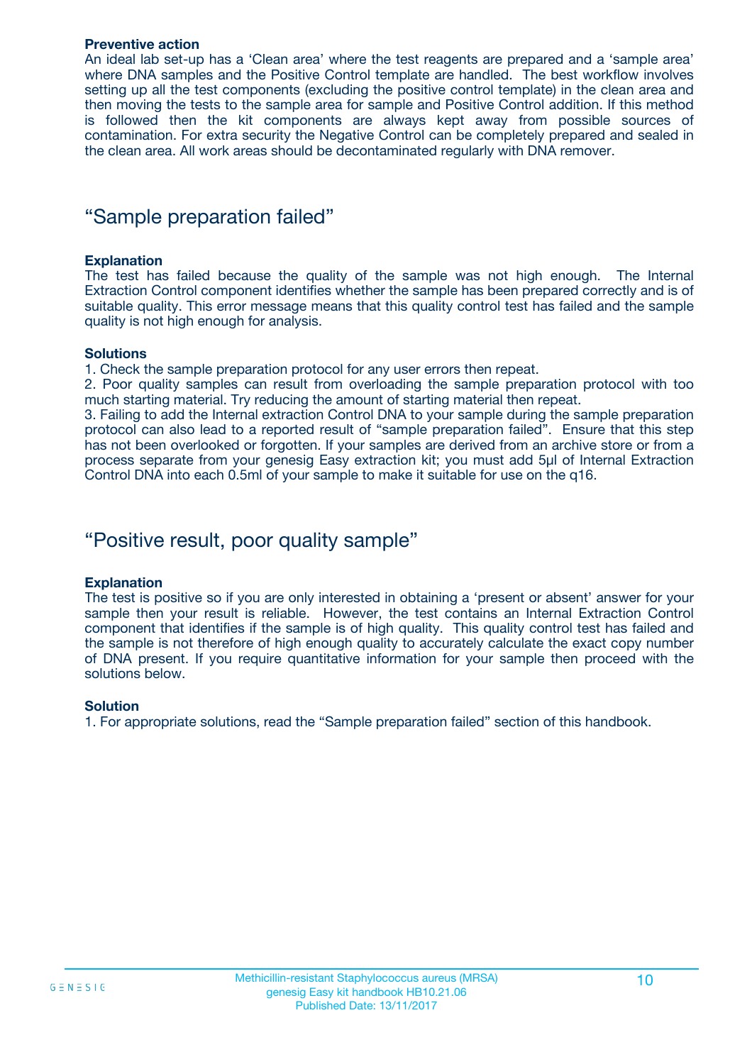**Preventive action**

An ideal lab set-up has a 'Clean area' where the test reagents are prepared and a 'sample area' where DNA samples and the Positive Control template are handled. The best workflow involves setting up all the test components (excluding the positive control template) in the clean area and then moving the tests to the sample area for sample and Positive Control addition. If this method is followed then the kit components are always kept away from possible sources of contamination. For extra security the Negative Control can be completely prepared and sealed in the clean area. All work areas should be decontaminated regularly with DNA remover.

## "Sample preparation failed"

**Explanation**

The test has failed because the quality of the sample was not high enough. The Internal Extraction Control component identifies whether the sample has been prepared correctly and is of suitable quality. This error message means that this quality control test has failed and the sample quality is not high enough for analysis.

**Solutions**

1. Check the sample preparation protocol for any user errors then repeat.
2. Poor quality samples can result from overloading the sample preparation protocol with too much starting material. Try reducing the amount of starting material then repeat.
3. Failing to add the Internal extraction Control DNA to your sample during the sample preparation protocol can also lead to a reported result of "sample preparation failed". Ensure that this step has not been overlooked or forgotten. If your samples are derived from an archive store or from a process separate from your genesig Easy extraction kit; you must add 5µl of Internal Extraction Control DNA into each 0.5ml of your sample to make it suitable for use on the q16.

## "Positive result, poor quality sample"

**Explanation**

The test is positive so if you are only interested in obtaining a 'present or absent' answer for your sample then your result is reliable. However, the test contains an Internal Extraction Control component that identifies if the sample is of high quality. This quality control test has failed and the sample is not therefore of high enough quality to accurately calculate the exact copy number of DNA present. If you require quantitative information for your sample then proceed with the solutions below.

**Solution**

1. For appropriate solutions, read the "Sample preparation failed" section of this handbook.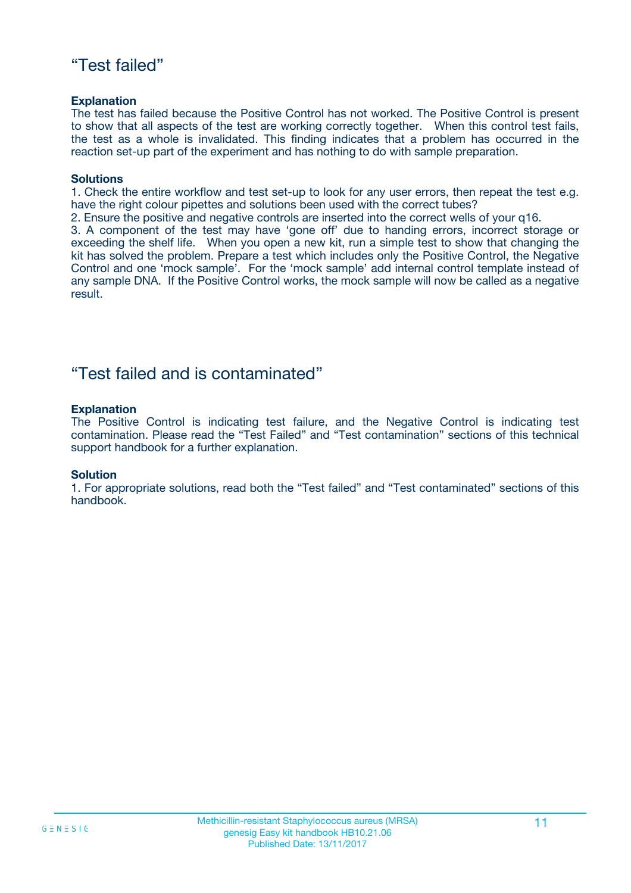## "Test failed"

**Explanation**

The test has failed because the Positive Control has not worked. The Positive Control is present to show that all aspects of the test are working correctly together. When this control test fails, the test as a whole is invalidated. This finding indicates that a problem has occurred in the reaction set-up part of the experiment and has nothing to do with sample preparation.

**Solutions**

1. Check the entire workflow and test set-up to look for any user errors, then repeat the test e.g. have the right colour pipettes and solutions been used with the correct tubes?
2. Ensure the positive and negative controls are inserted into the correct wells of your q16.
3. A component of the test may have 'gone off' due to handing errors, incorrect storage or exceeding the shelf life. When you open a new kit, run a simple test to show that changing the kit has solved the problem. Prepare a test which includes only the Positive Control, the Negative Control and one 'mock sample'. For the 'mock sample' add internal control template instead of any sample DNA. If the Positive Control works, the mock sample will now be called as a negative result.

## "Test failed and is contaminated"

**Explanation**

The Positive Control is indicating test failure, and the Negative Control is indicating test contamination. Please read the "Test Failed" and "Test contamination" sections of this technical support handbook for a further explanation.

**Solution**

1. For appropriate solutions, read both the "Test failed" and "Test contaminated" sections of this handbook.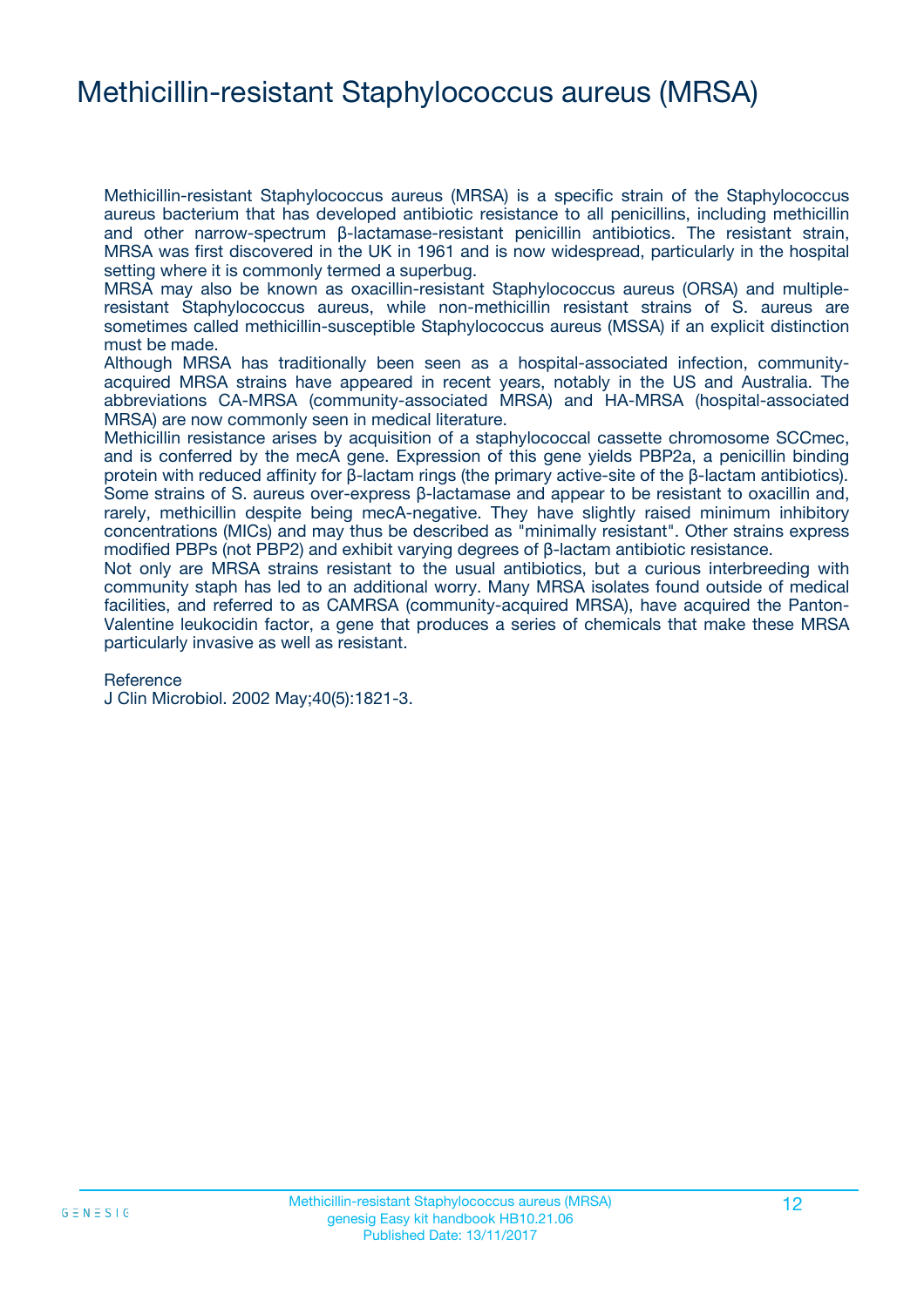# Methicillin-resistant Staphylococcus aureus (MRSA)

Methicillin-resistant Staphylococcus aureus (MRSA) is a specific strain of the Staphylococcus aureus bacterium that has developed antibiotic resistance to all penicillins, including methicillin and other narrow-spectrum β-lactamase-resistant penicillin antibiotics. The resistant strain, MRSA was first discovered in the UK in 1961 and is now widespread, particularly in the hospital setting where it is commonly termed a superbug.

MRSA may also be known as oxacillin-resistant Staphylococcus aureus (ORSA) and multiple-resistant Staphylococcus aureus, while non-methicillin resistant strains of S. aureus are sometimes called methicillin-susceptible Staphylococcus aureus (MSSA) if an explicit distinction must be made.

Although MRSA has traditionally been seen as a hospital-associated infection, community-acquired MRSA strains have appeared in recent years, notably in the US and Australia. The abbreviations CA-MRSA (community-associated MRSA) and HA-MRSA (hospital-associated MRSA) are now commonly seen in medical literature.

Methicillin resistance arises by acquisition of a staphylococcal cassette chromosome SCCmec, and is conferred by the mecA gene. Expression of this gene yields PBP2a, a penicillin binding protein with reduced affinity for β-lactam rings (the primary active-site of the β-lactam antibiotics). Some strains of S. aureus over-express β-lactamase and appear to be resistant to oxacillin and, rarely, methicillin despite being mecA-negative. They have slightly raised minimum inhibitory concentrations (MICs) and may thus be described as "minimally resistant". Other strains express modified PBPs (not PBP2) and exhibit varying degrees of β-lactam antibiotic resistance.

Not only are MRSA strains resistant to the usual antibiotics, but a curious interbreeding with community staph has led to an additional worry. Many MRSA isolates found outside of medical facilities, and referred to as CAMRSA (community-acquired MRSA), have acquired the Panton-Valentine leukocidin factor, a gene that produces a series of chemicals that make these MRSA particularly invasive as well as resistant.

Reference

J Clin Microbiol. 2002 May;40(5):1821-3.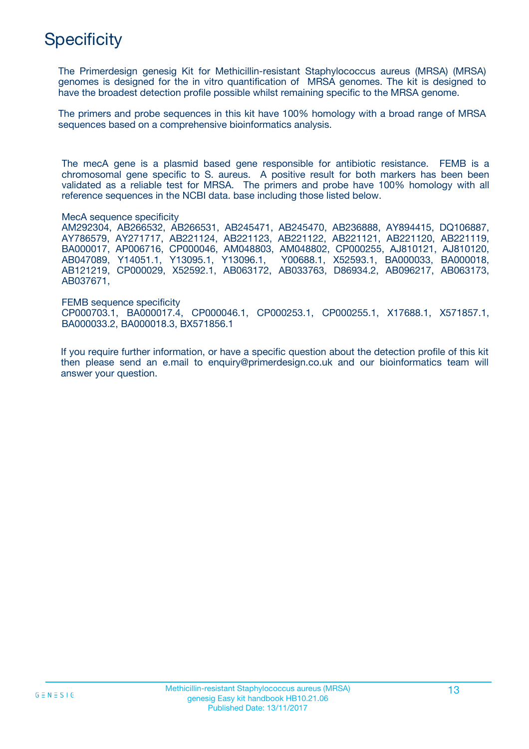# Specificity

The Primerdesign genesig Kit for Methicillin-resistant Staphylococcus aureus (MRSA) (MRSA) genomes is designed for the in vitro quantification of MRSA genomes. The kit is designed to have the broadest detection profile possible whilst remaining specific to the MRSA genome.

The primers and probe sequences in this kit have 100% homology with a broad range of MRSA sequences based on a comprehensive bioinformatics analysis.

The mecA gene is a plasmid based gene responsible for antibiotic resistance. FEMB is a chromosomal gene specific to S. aureus. A positive result for both markers has been been validated as a reliable test for MRSA. The primers and probe have 100% homology with all reference sequences in the NCBI data. base including those listed below.

MecA sequence specificity
AM292304, AB266532, AB266531, AB245471, AB245470, AB236888, AY894415, DQ106887, AY786579, AY271717, AB221124, AB221123, AB221122, AB221121, AB221120, AB221119, BA000017, AP006716, CP000046, AM048803, AM048802, CP000255, AJ810121, AJ810120, AB047089, Y14051.1, Y13095.1, Y13096.1, Y00688.1, X52593.1, BA000033, BA000018, AB121219, CP000029, X52592.1, AB063172, AB033763, D86934.2, AB096217, AB063173, AB037671,

FEMB sequence specificity
CP000703.1, BA000017.4, CP000046.1, CP000253.1, CP000255.1, X17688.1, X571857.1, BA000033.2, BA000018.3, BX571856.1

If you require further information, or have a specific question about the detection profile of this kit then please send an e.mail to enquiry@primerdesign.co.uk and our bioinformatics team will answer your question.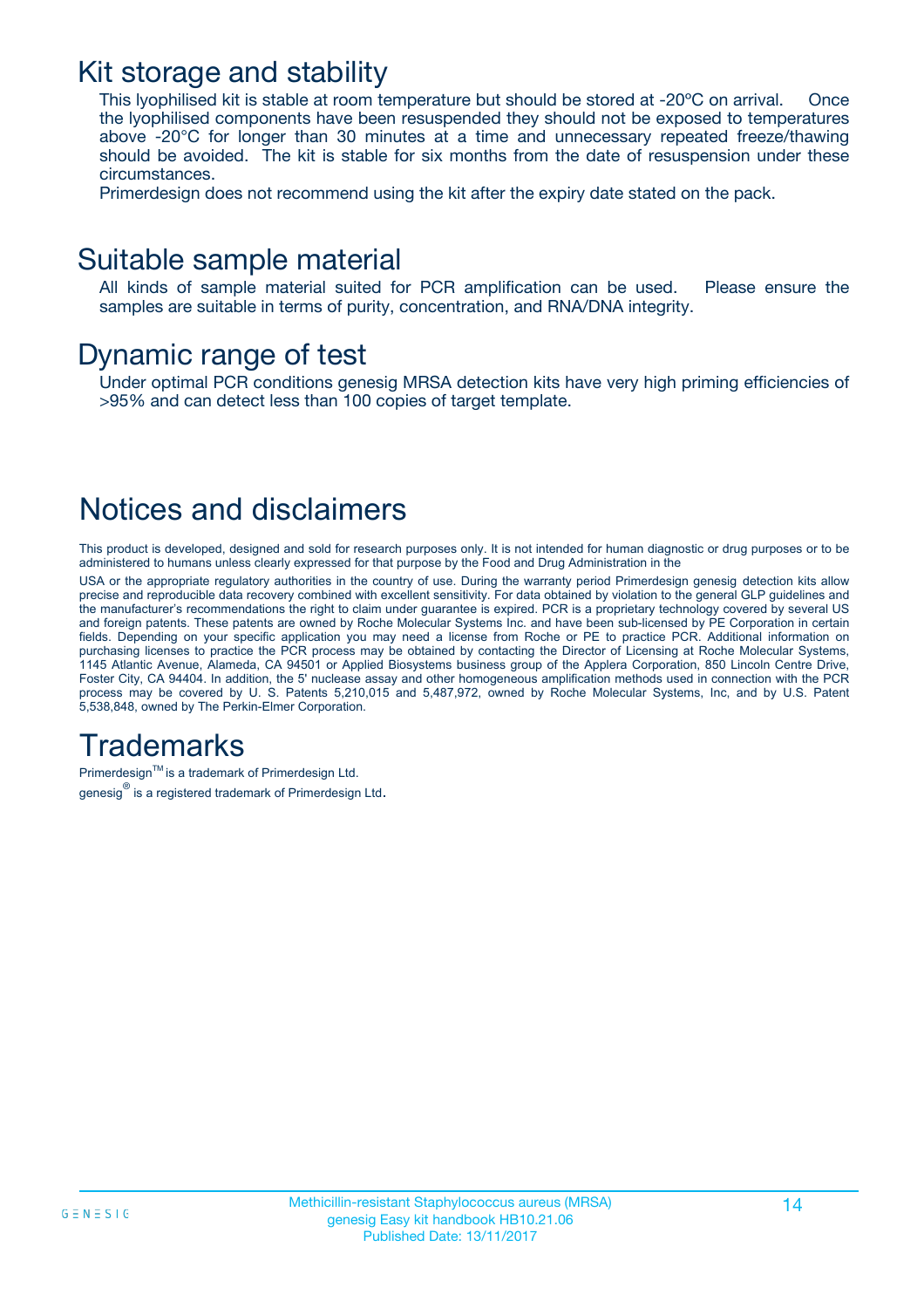# Kit storage and stability

This lyophilised kit is stable at room temperature but should be stored at -20ºC on arrival. Once the lyophilised components have been resuspended they should not be exposed to temperatures above -20°C for longer than 30 minutes at a time and unnecessary repeated freeze/thawing should be avoided. The kit is stable for six months from the date of resuspension under these circumstances.

Primerdesign does not recommend using the kit after the expiry date stated on the pack.

# Suitable sample material

All kinds of sample material suited for PCR amplification can be used. Please ensure the samples are suitable in terms of purity, concentration, and RNA/DNA integrity.

# Dynamic range of test

Under optimal PCR conditions genesig MRSA detection kits have very high priming efficiencies of >95% and can detect less than 100 copies of target template.

# Notices and disclaimers

This product is developed, designed and sold for research purposes only. It is not intended for human diagnostic or drug purposes or to be administered to humans unless clearly expressed for that purpose by the Food and Drug Administration in the

USA or the appropriate regulatory authorities in the country of use. During the warranty period Primerdesign genesig detection kits allow precise and reproducible data recovery combined with excellent sensitivity. For data obtained by violation to the general GLP guidelines and the manufacturer's recommendations the right to claim under guarantee is expired. PCR is a proprietary technology covered by several US and foreign patents. These patents are owned by Roche Molecular Systems Inc. and have been sub-licensed by PE Corporation in certain fields. Depending on your specific application you may need a license from Roche or PE to practice PCR. Additional information on purchasing licenses to practice the PCR process may be obtained by contacting the Director of Licensing at Roche Molecular Systems, 1145 Atlantic Avenue, Alameda, CA 94501 or Applied Biosystems business group of the Applera Corporation, 850 Lincoln Centre Drive, Foster City, CA 94404. In addition, the 5' nuclease assay and other homogeneous amplification methods used in connection with the PCR process may be covered by U. S. Patents 5,210,015 and 5,487,972, owned by Roche Molecular Systems, Inc, and by U.S. Patent 5,538,848, owned by The Perkin-Elmer Corporation.

# Trademarks

Primerdesign™ is a trademark of Primerdesign Ltd.

genesig® is a registered trademark of Primerdesign Ltd.